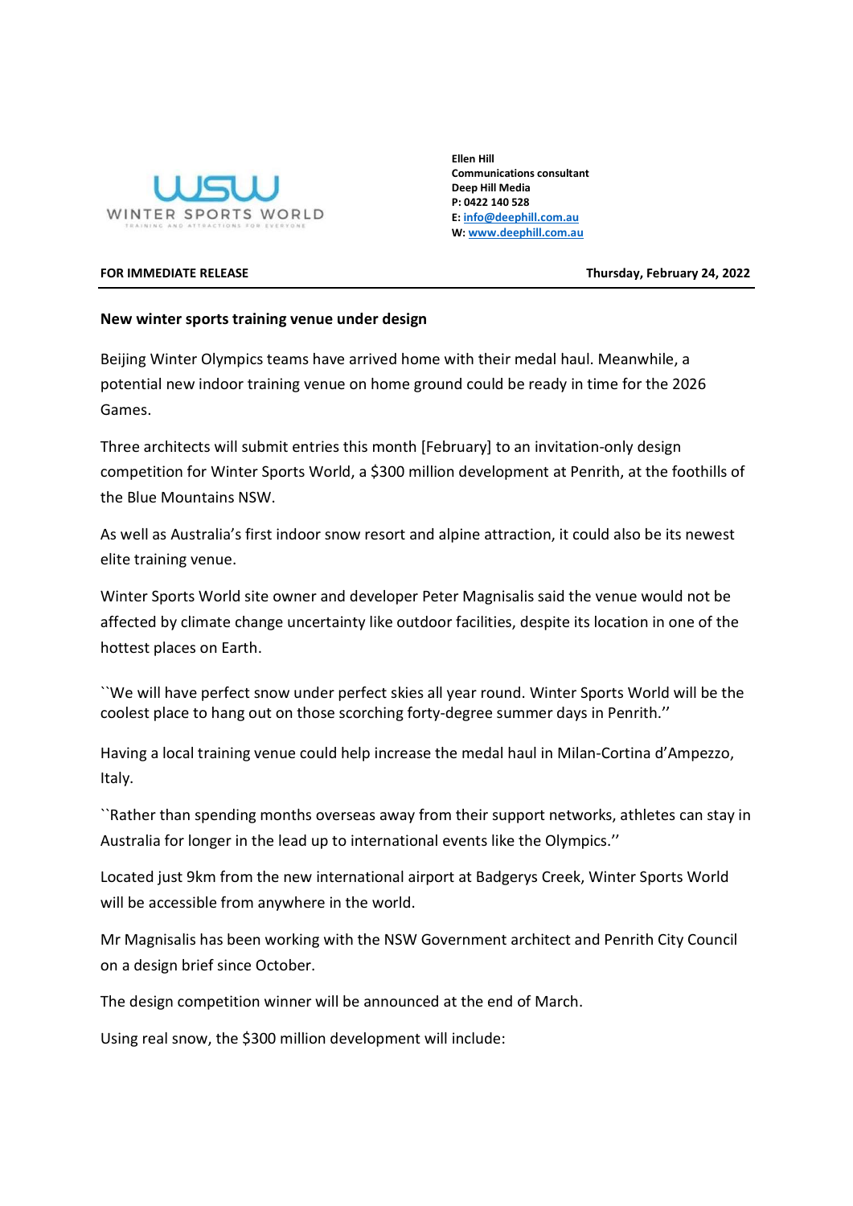WINTER SPORTS WORLD

TRAINING AND ATTRACTIONS FOR EVERYONE

**Ellen Hill**
**Communications consultant**
**Deep Hill Media**
**P: 0422 140 528**
**E: info@deephill.com.au**
**W: www.deephill.com.au**

**FOR IMMEDIATE RELEASE** **Thursday, February 24, 2022**

---

**New winter sports training venue under design**

Beijing Winter Olympics teams have arrived home with their medal haul. Meanwhile, a potential new indoor training venue on home ground could be ready in time for the 2026 Games.

Three architects will submit entries this month [February] to an invitation-only design competition for Winter Sports World, a $300 million development at Penrith, at the foothills of the Blue Mountains NSW.

As well as Australia's first indoor snow resort and alpine attraction, it could also be its newest elite training venue.

Winter Sports World site owner and developer Peter Magnisalis said the venue would not be affected by climate change uncertainty like outdoor facilities, despite its location in one of the hottest places on Earth.

``We will have perfect snow under perfect skies all year round. Winter Sports World will be the coolest place to hang out on those scorching forty-degree summer days in Penrith.''

Having a local training venue could help increase the medal haul in Milan-Cortina d'Ampezzo, Italy.

``Rather than spending months overseas away from their support networks, athletes can stay in Australia for longer in the lead up to international events like the Olympics.''

Located just 9km from the new international airport at Badgerys Creek, Winter Sports World will be accessible from anywhere in the world.

Mr Magnisalis has been working with the NSW Government architect and Penrith City Council on a design brief since October.

The design competition winner will be announced at the end of March.

Using real snow, the $300 million development will include: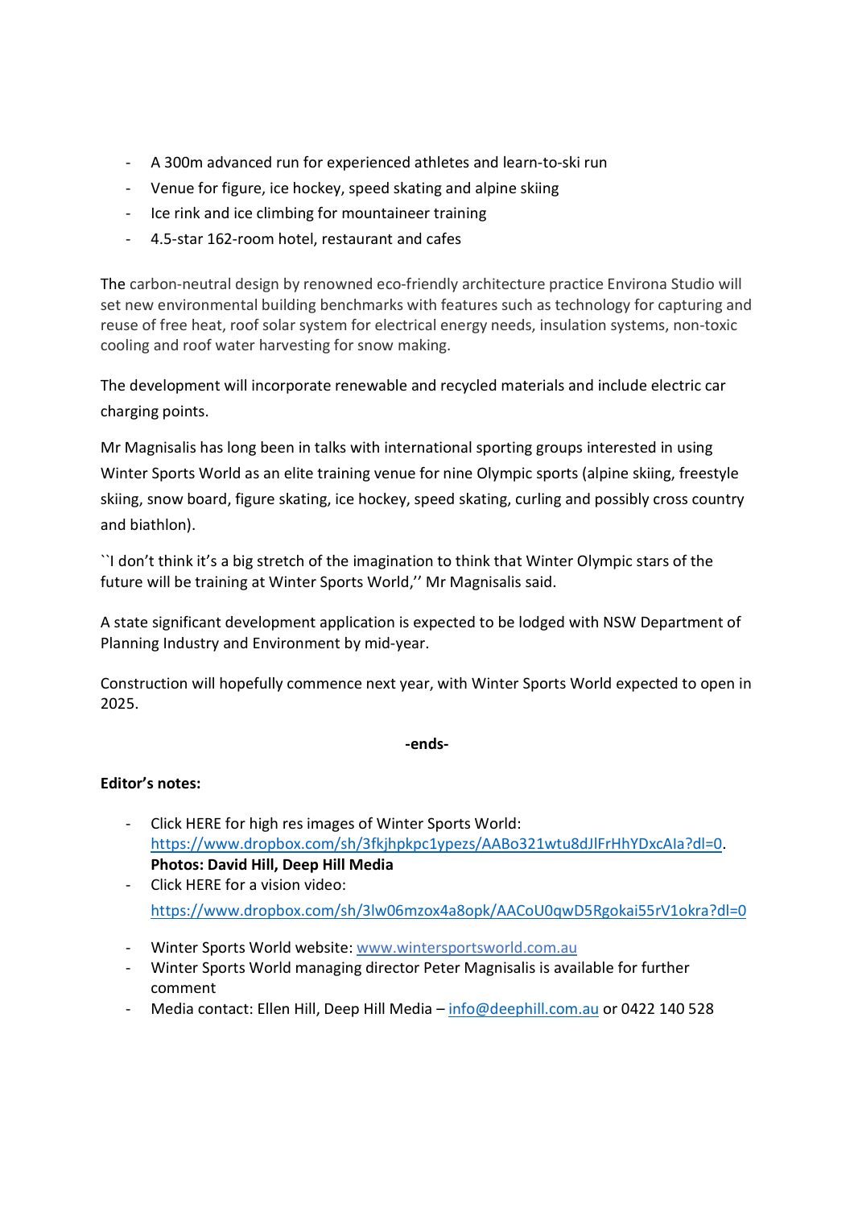- A 300m advanced run for experienced athletes and learn-to-ski run
- Venue for figure, ice hockey, speed skating and alpine skiing
- Ice rink and ice climbing for mountaineer training
- 4.5-star 162-room hotel, restaurant and cafes

The carbon-neutral design by renowned eco-friendly architecture practice Environa Studio will set new environmental building benchmarks with features such as technology for capturing and reuse of free heat, roof solar system for electrical energy needs, insulation systems, non-toxic cooling and roof water harvesting for snow making.

The development will incorporate renewable and recycled materials and include electric car charging points.

Mr Magnisalis has long been in talks with international sporting groups interested in using Winter Sports World as an elite training venue for nine Olympic sports (alpine skiing, freestyle skiing, snow board, figure skating, ice hockey, speed skating, curling and possibly cross country and biathlon).

``I don't think it's a big stretch of the imagination to think that Winter Olympic stars of the future will be training at Winter Sports World,'' Mr Magnisalis said.

A state significant development application is expected to be lodged with NSW Department of Planning Industry and Environment by mid-year.

Construction will hopefully commence next year, with Winter Sports World expected to open in 2025.

**-ends-**

**Editor's notes:**

- Click HERE for high res images of Winter Sports World: https://www.dropbox.com/sh/3fkjhpkpc1ypezs/AABo321wtu8dJlFrHhYDxcAIa?dl=0. **Photos: David Hill, Deep Hill Media**
- Click HERE for a vision video: https://www.dropbox.com/sh/3lw06mzox4a8opk/AACoU0qwD5Rgokai55rV1okra?dl=0
- Winter Sports World website: www.wintersportsworld.com.au
- Winter Sports World managing director Peter Magnisalis is available for further comment
- Media contact: Ellen Hill, Deep Hill Media – info@deephill.com.au or 0422 140 528